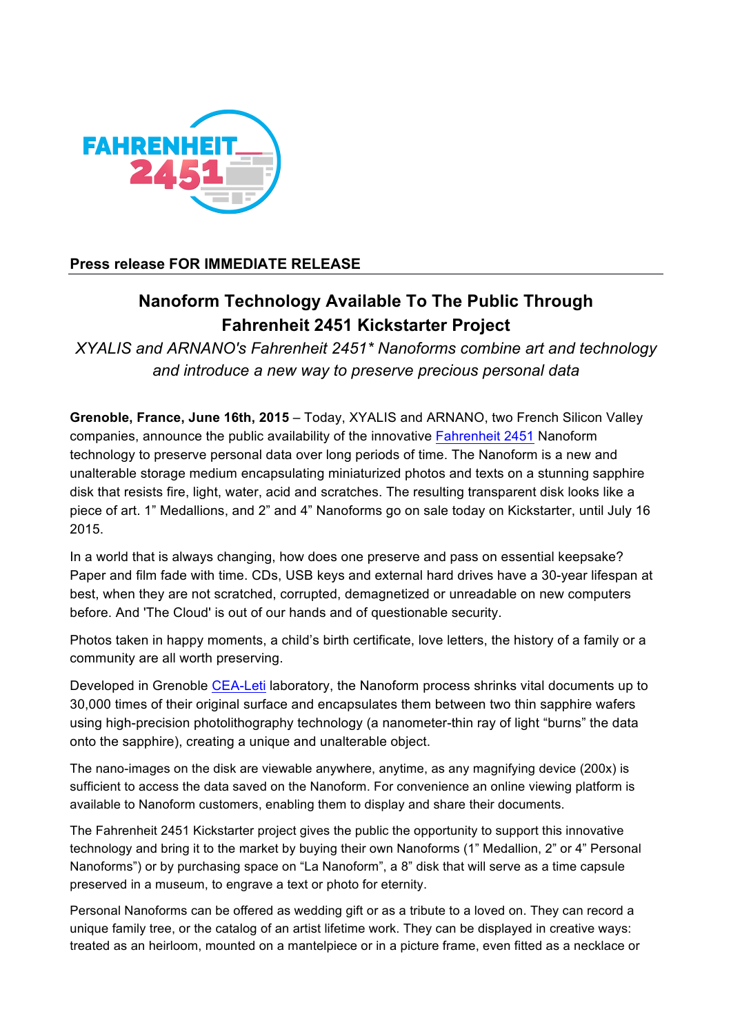**Press release FOR IMMEDIATE RELEASE**

# Nanoform Technology Available To The Public Through Fahrenheit 2451 Kickstarter Project

*XYALIS and ARNANO's Fahrenheit 2451* Nanoforms combine art and technology and introduce a new way to preserve precious personal data*

**Grenoble, France, June 16th, 2015** – Today, XYALIS and ARNANO, two French Silicon Valley companies, announce the public availability of the innovative Fahrenheit 2451 Nanoform technology to preserve personal data over long periods of time. The Nanoform is a new and unalterable storage medium encapsulating miniaturized photos and texts on a stunning sapphire disk that resists fire, light, water, acid and scratches. The resulting transparent disk looks like a piece of art. 1" Medallions, and 2" and 4" Nanoforms go on sale today on Kickstarter, until July 16 2015.

In a world that is always changing, how does one preserve and pass on essential keepsake? Paper and film fade with time. CDs, USB keys and external hard drives have a 30-year lifespan at best, when they are not scratched, corrupted, demagnetized or unreadable on new computers before. And 'The Cloud' is out of our hands and of questionable security.

Photos taken in happy moments, a child's birth certificate, love letters, the history of a family or a community are all worth preserving.

Developed in Grenoble CEA-Leti laboratory, the Nanoform process shrinks vital documents up to 30,000 times of their original surface and encapsulates them between two thin sapphire wafers using high-precision photolithography technology (a nanometer-thin ray of light "burns" the data onto the sapphire), creating a unique and unalterable object.

The nano-images on the disk are viewable anywhere, anytime, as any magnifying device (200x) is sufficient to access the data saved on the Nanoform. For convenience an online viewing platform is available to Nanoform customers, enabling them to display and share their documents.

The Fahrenheit 2451 Kickstarter project gives the public the opportunity to support this innovative technology and bring it to the market by buying their own Nanoforms (1" Medallion, 2" or 4" Personal Nanoforms") or by purchasing space on "La Nanoform", a 8" disk that will serve as a time capsule preserved in a museum, to engrave a text or photo for eternity.

Personal Nanoforms can be offered as wedding gift or as a tribute to a loved on. They can record a unique family tree, or the catalog of an artist lifetime work. They can be displayed in creative ways: treated as an heirloom, mounted on a mantelpiece or in a picture frame, even fitted as a necklace or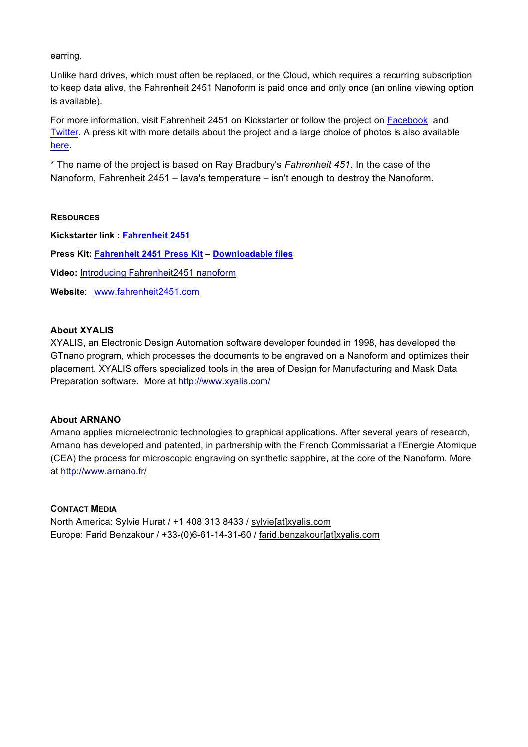earring.

Unlike hard drives, which must often be replaced, or the Cloud, which requires a recurring subscription to keep data alive, the Fahrenheit 2451 Nanoform is paid once and only once (an online viewing option is available).

For more information, visit Fahrenheit 2451 on Kickstarter or follow the project on Facebook and Twitter. A press kit with more details about the project and a large choice of photos is also available here.

* The name of the project is based on Ray Bradbury's *Fahrenheit 451*. In the case of the Nanoform, Fahrenheit 2451 – lava's temperature – isn't enough to destroy the Nanoform.

### RESOURCES

**Kickstarter link : Fahrenheit 2451**

**Press Kit: Fahrenheit 2451 Press Kit – Downloadable files**

**Video:** Introducing Fahrenheit2451 nanoform

**Website**: www.fahrenheit2451.com

### About XYALIS

XYALIS, an Electronic Design Automation software developer founded in 1998, has developed the GTnano program, which processes the documents to be engraved on a Nanoform and optimizes their placement. XYALIS offers specialized tools in the area of Design for Manufacturing and Mask Data Preparation software. More at http://www.xyalis.com/

### About ARNANO

Arnano applies microelectronic technologies to graphical applications. After several years of research, Arnano has developed and patented, in partnership with the French Commissariat a l'Energie Atomique (CEA) the process for microscopic engraving on synthetic sapphire, at the core of the Nanoform. More at http://www.arnano.fr/

### CONTACT MEDIA

North America: Sylvie Hurat / +1 408 313 8433 / sylvie[at]xyalis.com
Europe: Farid Benzakour / +33-(0)6-61-14-31-60 / farid.benzakour[at]xyalis.com